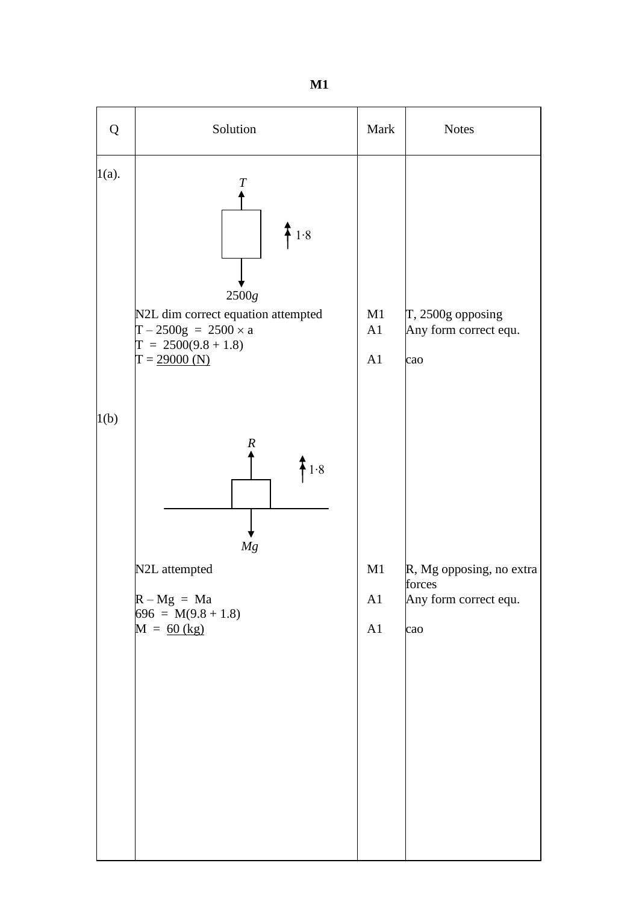# M1

| Q | Solution | Mark | Notes |
|---|---|---|---|
| 1(a). | *T* (up), 2500*g* (down), acceleration 1·8 (up) | | |
| | N2L dim correct equation attempted | M1 | T, 2500g opposing |
| | $T - 2500g = 2500 \times a$ | A1 | Any form correct equ. |
| | $T = 2500(9.8 + 1.8)$ | | |
| | $T = \underline{29000 \text{ (N)}}$ | A1 | cao |
| 1(b) | *R* (up), *Mg* (down), acceleration 1·8 (up) | | |
| | N2L attempted | M1 | R, Mg opposing, no extra forces |
| | $R - Mg = Ma$ | A1 | Any form correct equ. |
| | $696 = M(9.8 + 1.8)$ | | |
| | $M = \underline{60 \text{ (kg)}}$ | A1 | cao |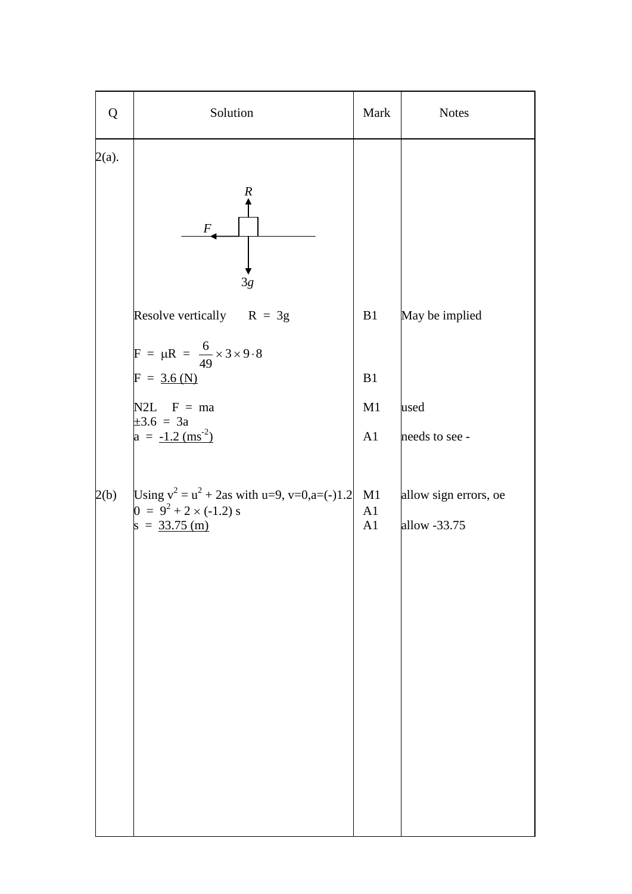| Q | Solution | Mark | Notes |
|---|---|---|---|
| 2(a). | *R* (upward), *F* (leftward), 3*g* (downward) | | |
| | Resolve vertically $R = 3g$ | B1 | May be implied |
| | $F = \mu R = \frac{6}{49} \times 3 \times 9 \cdot 8$ | | |
| | $F = \underline{3.6 \text{ (N)}}$ | B1 | |
| | N2L $F = ma$ | M1 | used |
| | $\pm 3.6 = 3a$ | | |
| | $a = \underline{-1.2 \text{ (ms}^{-2})}$ | A1 | needs to see - |
| 2(b) | Using $v^2 = u^2 + 2as$ with $u=9$, $v=0$, $a=(-)1.2$ | M1 | allow sign errors, oe |
| | $0 = 9^2 + 2 \times (-1.2)\, s$ | A1 | |
| | $s = \underline{33.75 \text{ (m)}}$ | A1 | allow -33.75 |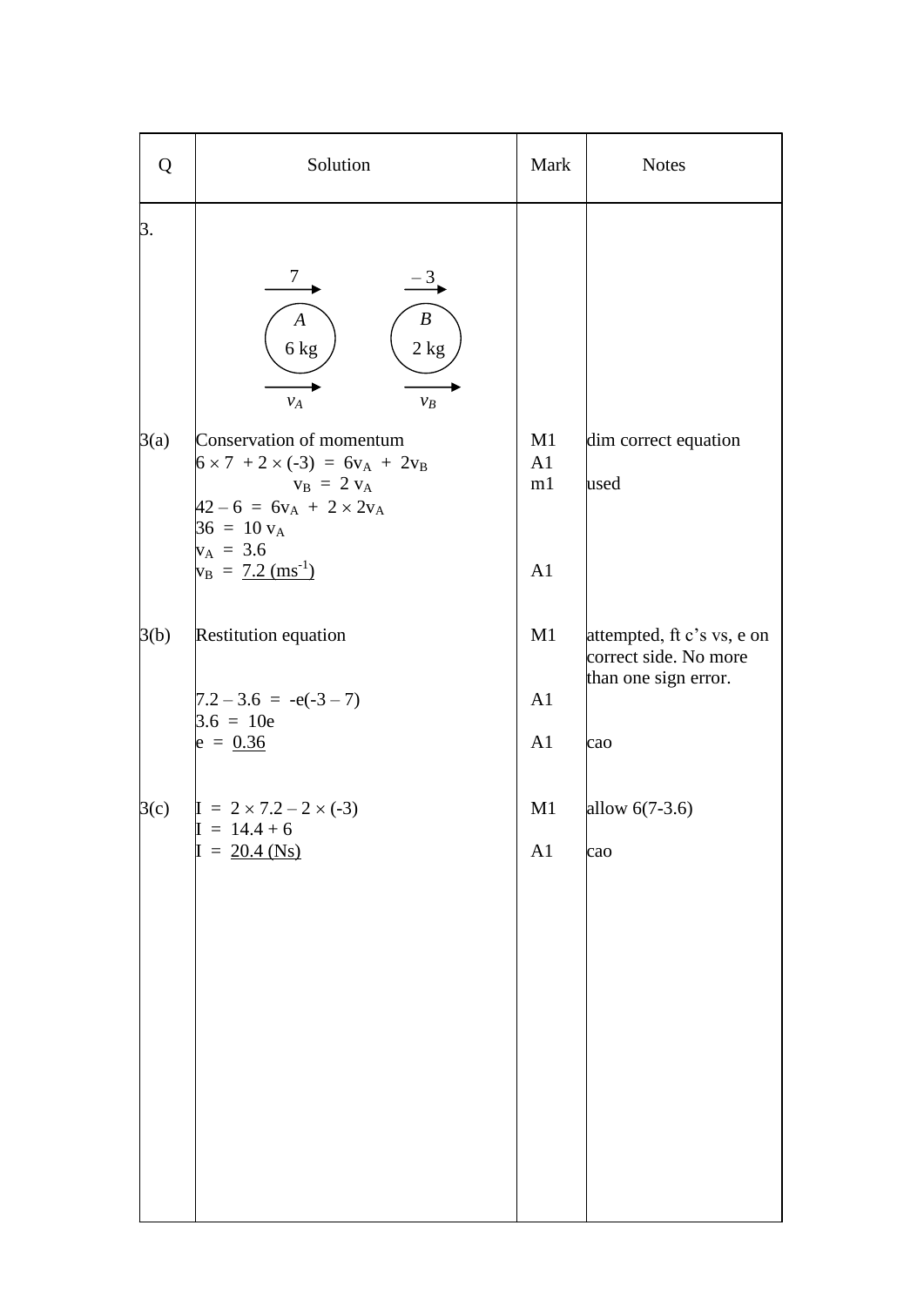| Q | Solution | Mark | Notes |
| --- | --- | --- | --- |
| 3. | $\xrightarrow{7}$ A 6 kg $\xrightarrow{-3}$ B 2 kg <br> $\xrightarrow{}$ $v_A$ $\xrightarrow{}$ $v_B$ | | |
| 3(a) | Conservation of momentum <br> $6 \times 7 + 2 \times (-3) = 6v_A + 2v_B$ <br> $v_B = 2v_A$ <br> $42 - 6 = 6v_A + 2 \times 2v_A$ <br> $36 = 10v_A$ <br> $v_A = 3.6$ <br> $v_B = \underline{7.2\ (\text{ms}^{-1})}$ | M1 <br> A1 <br> m1 <br><br><br><br> A1 | dim correct equation <br><br> used |
| 3(b) | Restitution equation <br><br> $7.2 - 3.6 = -e(-3 - 7)$ <br> $3.6 = 10e$ <br> $e = \underline{0.36}$ | M1 <br><br> A1 <br><br> A1 | attempted, ft c's vs, e on correct side. No more than one sign error. <br><br> cao |
| 3(c) | $I = 2 \times 7.2 - 2 \times (-3)$ <br> $I = 14.4 + 6$ <br> $I = \underline{20.4\ (\text{Ns})}$ | M1 <br><br> A1 | allow 6(7-3.6) <br><br> cao |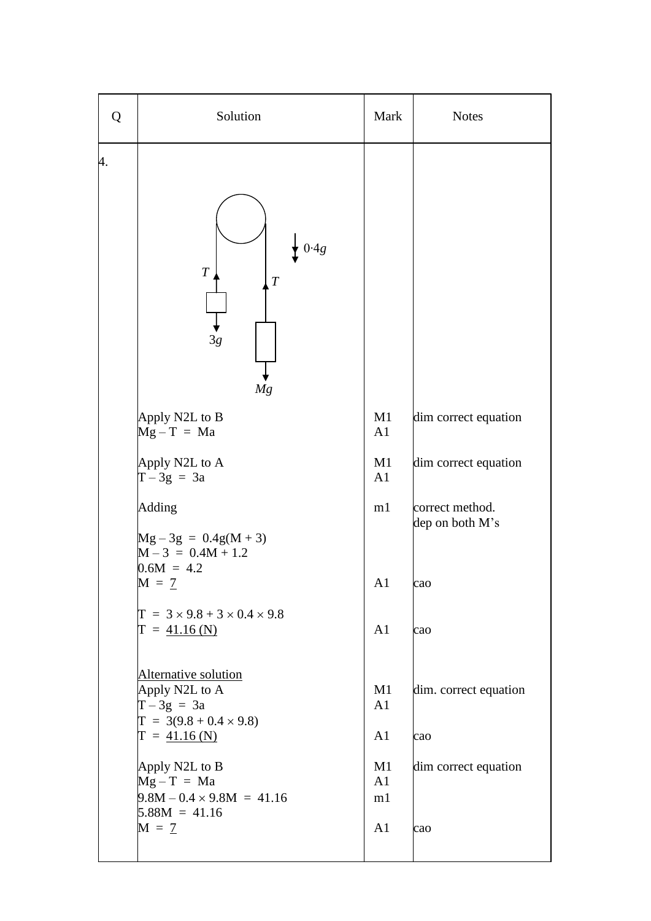| Q | Solution | Mark | Notes |
|---|---|---|---|
| 4. | | | |
| | Apply N2L to B | M1 | dim correct equation |
| | $Mg - T = Ma$ | A1 | |
| | Apply N2L to A | M1 | dim correct equation |
| | $T - 3g = 3a$ | A1 | |
| | Adding | m1 | correct method. dep on both M's |
| | $Mg - 3g = 0.4g(M + 3)$ | | |
| | $M - 3 = 0.4M + 1.2$ | | |
| | $0.6M = 4.2$ | | |
| | $M = \underline{7}$ | A1 | cao |
| | $T = 3 \times 9.8 + 3 \times 0.4 \times 9.8$ | | |
| | $T = \underline{41.16\ (N)}$ | A1 | cao |
| | Alternative solution | | |
| | Apply N2L to A | M1 | dim. correct equation |
| | $T - 3g = 3a$ | A1 | |
| | $T = 3(9.8 + 0.4 \times 9.8)$ | | |
| | $T = \underline{41.16\ (N)}$ | A1 | cao |
| | Apply N2L to B | M1 | dim correct equation |
| | $Mg - T = Ma$ | A1 | |
| | $9.8M - 0.4 \times 9.8M = 41.16$ | m1 | |
| | $5.88M = 41.16$ | | |
| | $M = \underline{7}$ | A1 | cao |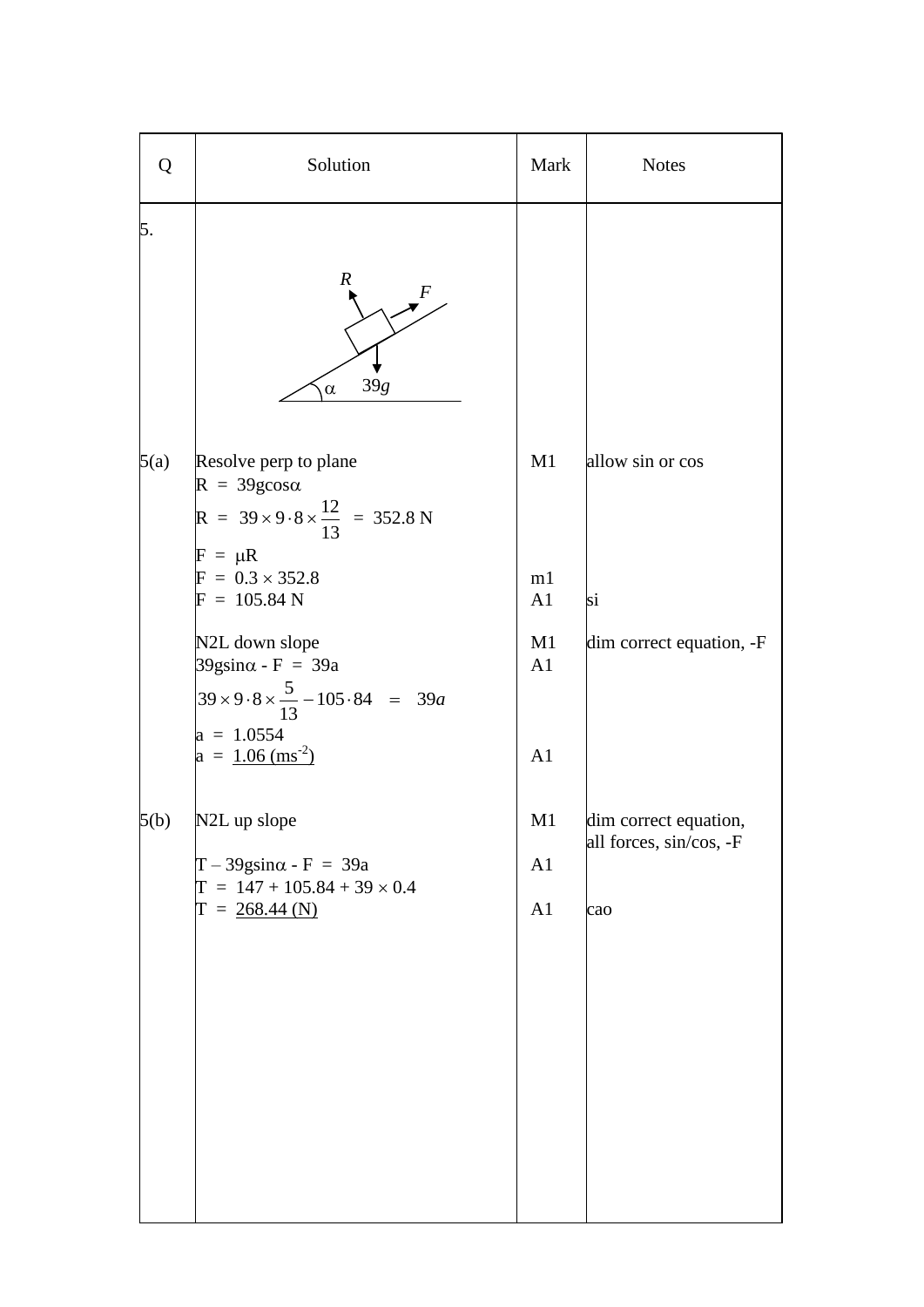| Q | Solution | Mark | Notes |
|---|---|---|---|
| 5. | | | |
| 5(a) | Resolve perp to plane<br>$R = 39g\cos\alpha$<br>$R = 39 \times 9 \cdot 8 \times \frac{12}{13} = 352.8$ N<br>$F = \mu R$<br>$F = 0.3 \times 352.8$<br>$F = 105.84$ N<br><br>N2L down slope<br>$39g\sin\alpha - F = 39a$<br>$39 \times 9 \cdot 8 \times \frac{5}{13} - 105 \cdot 84 = 39a$<br>$a = 1.0554$<br>$a = \underline{1.06\ (\text{ms}^{-2})}$ | M1<br><br><br><br>m1<br>A1<br><br>M1<br>A1<br><br><br>A1 | allow sin or cos<br><br><br><br><br>si<br><br>dim correct equation, -F |
| 5(b) | N2L up slope<br><br>$T - 39g\sin\alpha - F = 39a$<br>$T = 147 + 105.84 + 39 \times 0.4$<br>$T = \underline{268.44\ (\text{N})}$ | M1<br><br>A1<br><br>A1 | dim correct equation, all forces, sin/cos, -F<br><br><br><br>cao |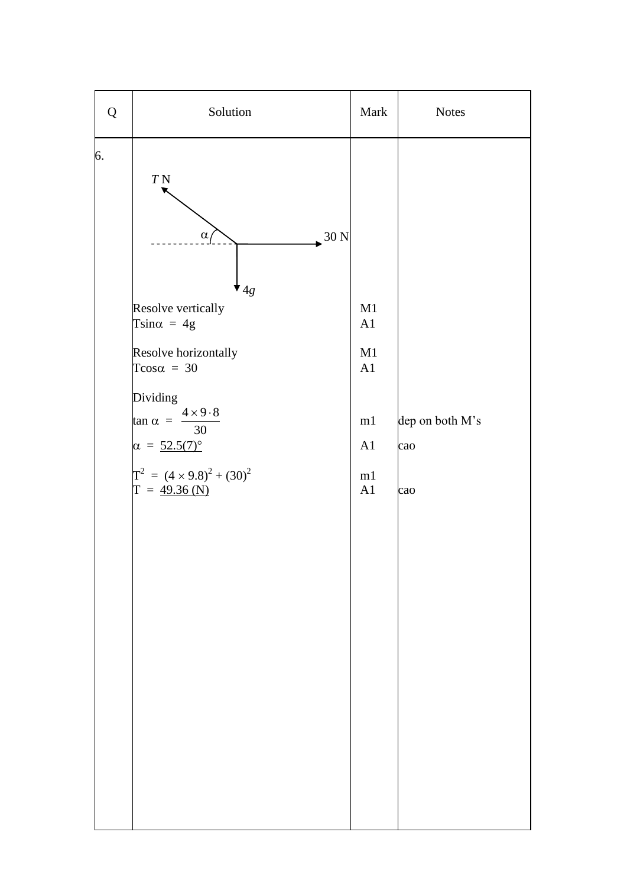| Q | Solution | Mark | Notes |
|---|---|---|---|
| 6. | $T$ N, α, 30 N, $4g$ | | |
| | Resolve vertically | M1 | |
| | $T\sin\alpha = 4g$ | A1 | |
| | Resolve horizontally | M1 | |
| | $T\cos\alpha = 30$ | A1 | |
| | Dividing | | |
| | $\tan\alpha = \dfrac{4 \times 9 \cdot 8}{30}$ | m1 | dep on both M's |
| | $\alpha = \underline{52.5(7)°}$ | A1 | cao |
| | $T^2 = (4 \times 9.8)^2 + (30)^2$ | m1 | |
| | $T = \underline{49.36\ (\text{N})}$ | A1 | cao |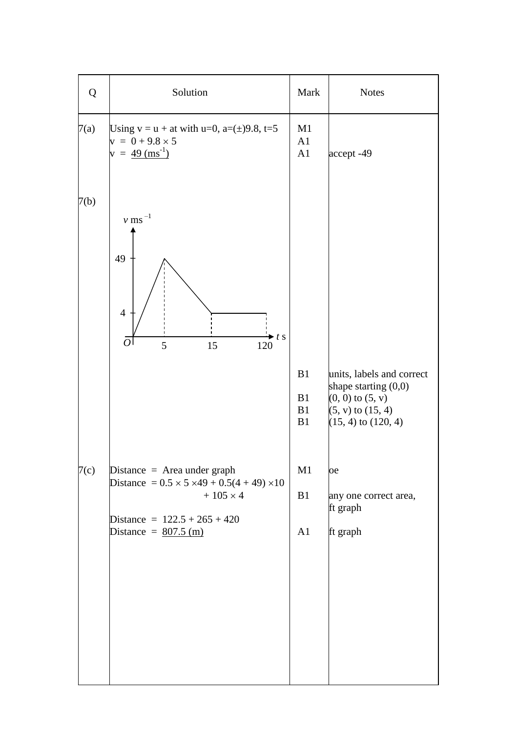| Q | Solution | Mark | Notes |
|---|---|---|---|
| 7(a) | Using $v = u + at$ with $u=0$, $a=(\pm)9.8$, $t=5$<br>$v = 0 + 9.8 \times 5$<br>$v = $ 49 ($\text{ms}^{-1}$) | M1<br>A1<br>A1 | <br><br>accept -49 |
| 7(b) | Graph of $v$ $\text{ms}^{-1}$ against $t$ s: from $O$ to (5, 49), then to (15, 4), then horizontal to (120, 4) | B1<br><br>B1<br>B1<br>B1 | units, labels and correct shape starting (0,0)<br>(0, 0) to (5, v)<br>(5, v) to (15, 4)<br>(15, 4) to (120, 4) |
| 7(c) | Distance = Area under graph<br>Distance $= 0.5 \times 5 \times 49 + 0.5(4 + 49) \times 10 + 105 \times 4$<br><br>Distance $= 122.5 + 265 + 420$<br>Distance = 807.5 (m) | M1<br><br>B1<br><br>A1 | oe<br><br>any one correct area, ft graph<br><br>ft graph |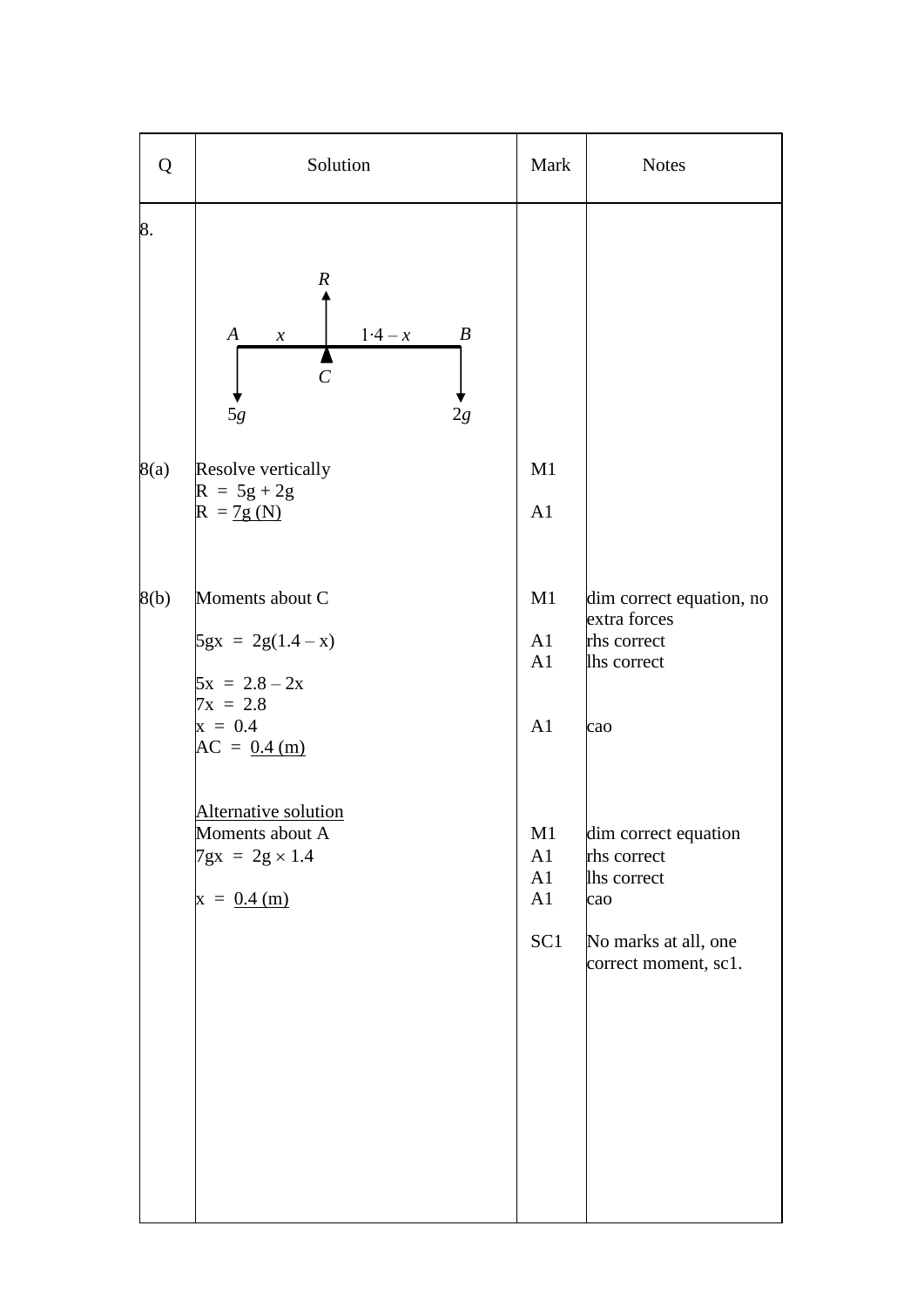| Q | Solution | Mark | Notes |
|---|---|---|---|
| 8. | $R$ (upward at $C$); $A$ —— $x$ —— $C$ —— $1{\cdot}4 - x$ —— $B$; $5g$ (downward at $A$), $2g$ (downward at $B$) | | |
| 8(a) | Resolve vertically | M1 | |
| | $R = 5g + 2g$ | | |
| | $R = \underline{7g\ (N)}$ | A1 | |
| 8(b) | Moments about C | M1 | dim correct equation, no extra forces |
| | $5gx = 2g(1.4 - x)$ | A1 | rhs correct |
| | | A1 | lhs correct |
| | $5x = 2.8 - 2x$ | | |
| | $7x = 2.8$ | | |
| | $x = 0.4$ | A1 | cao |
| | $AC = \underline{0.4\ (m)}$ | | |
| | <u>Alternative solution</u> | | |
| | Moments about A | M1 | dim correct equation |
| | $7gx = 2g \times 1.4$ | A1 | rhs correct |
| | | A1 | lhs correct |
| | $x = \underline{0.4\ (m)}$ | A1 | cao |
| | | SC1 | No marks at all, one correct moment, sc1. |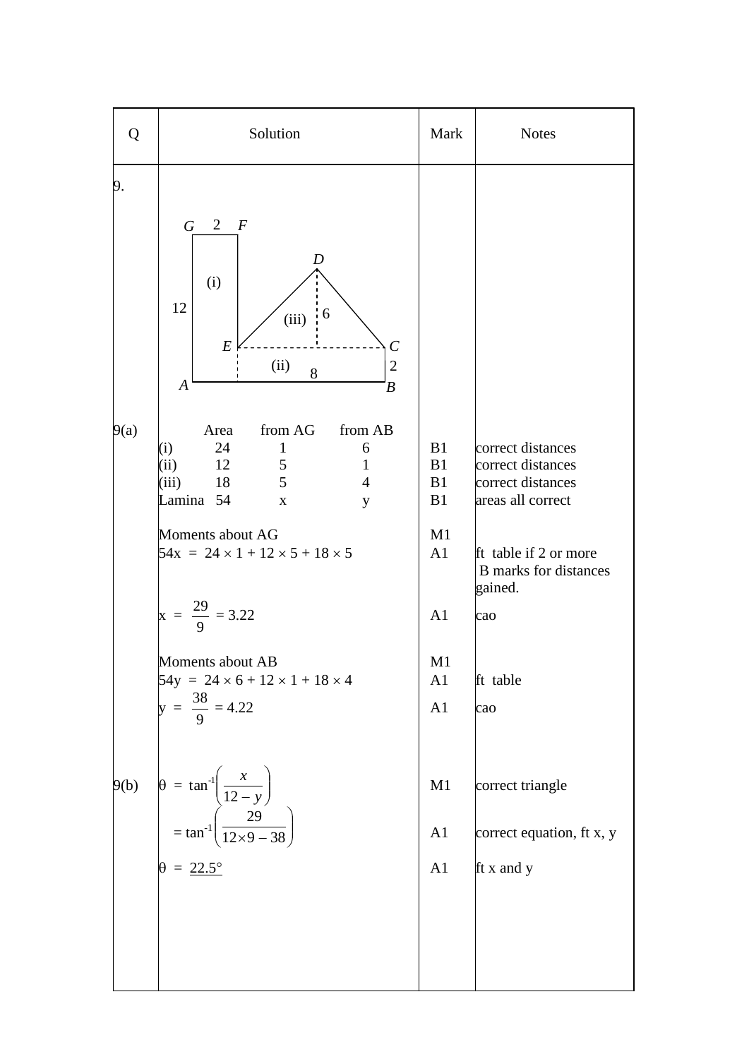| Q | Solution | Mark | Notes |
|---|---|---|---|
| 9. | | | |
| 9(a) | Area / from AG / from AB | | |
| | (i) 24, 1, 6 | B1 | correct distances |
| | (ii) 12, 5, 1 | B1 | correct distances |
| | (iii) 18, 5, 4 | B1 | correct distances |
| | Lamina 54, x, y | B1 | areas all correct |
| | Moments about AG | M1 | |
| | $54x = 24 \times 1 + 12 \times 5 + 18 \times 5$ | A1 | ft table if 2 or more B marks for distances gained. |
| | $x = \frac{29}{9} = 3.22$ | A1 | cao |
| | Moments about AB | M1 | |
| | $54y = 24 \times 6 + 12 \times 1 + 18 \times 4$ | A1 | ft table |
| | $y = \frac{38}{9} = 4.22$ | A1 | cao |
| 9(b) | $\theta = \tan^{-1}\left(\frac{x}{12 - y}\right)$ | M1 | correct triangle |
| | $= \tan^{-1}\left(\frac{29}{12 \times 9 - 38}\right)$ | A1 | correct equation, ft x, y |
| | $\theta = \underline{22.5°}$ | A1 | ft x and y |

G 2 F

D

(i)

12

6

(iii)

E

C

(ii)

2

8

A

B